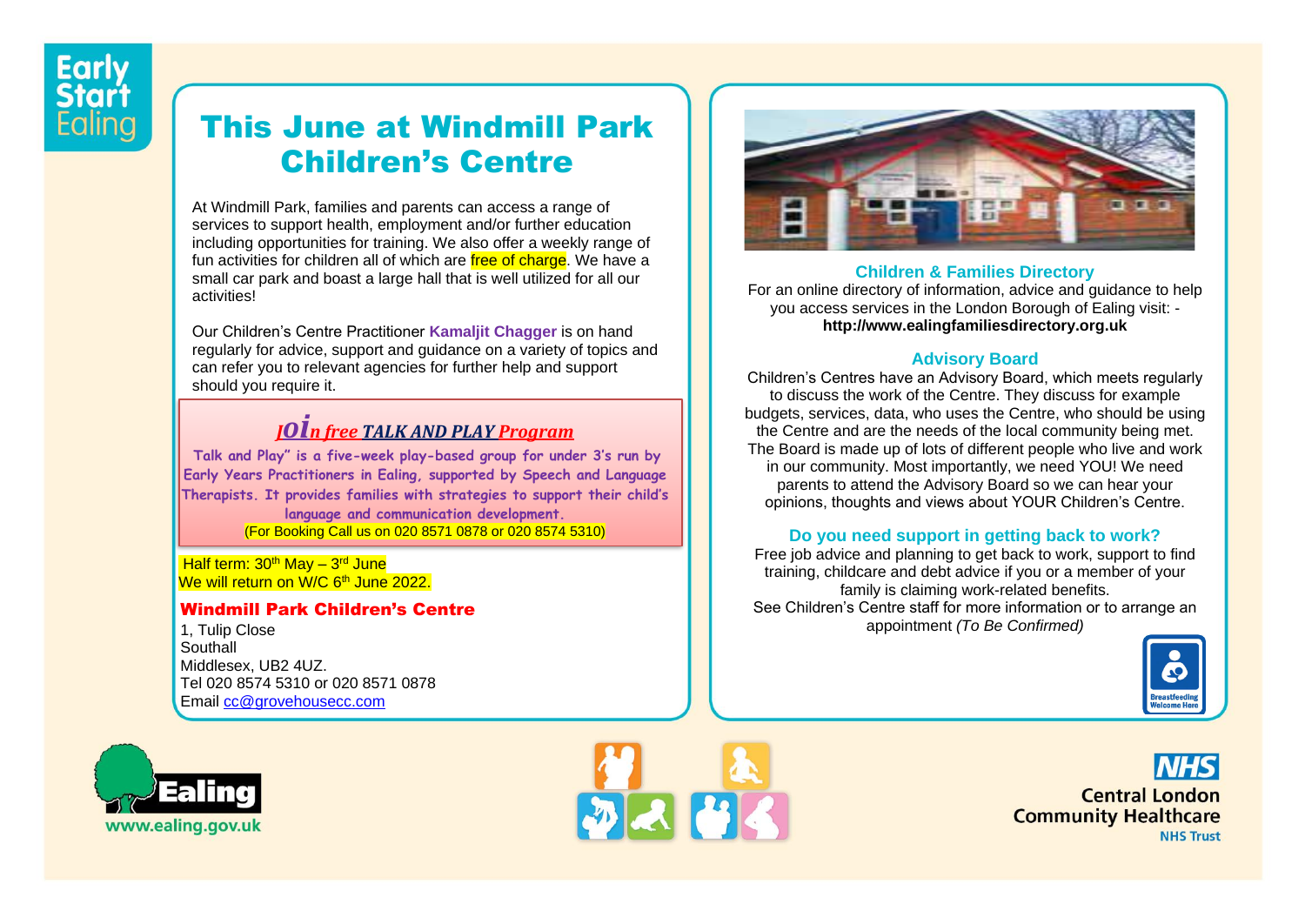Early Start Ealing

# This June at Windmill Park Children's Centre

At Windmill Park, families and parents can access a range of services to support health, employment and/or further education including opportunities for training. We also offer a weekly range of fun activities for children all of which are free of charge. We have a small car park and boast a large hall that is well utilized for all our activities!

Our Children's Centre Practitioner **Kamaljit Chagger** is on hand regularly for advice, support and guidance on a variety of topics and can refer you to relevant agencies for further help and support should you require it.

## *Join free TALK AND PLAY Program*

**Talk and Play" is a five-week play-based group for under 3's run by Early Years Practitioners in Ealing, supported by Speech and Language Therapists. It provides families with strategies to support their child's language and communication development.**

(For Booking Call us on 020 8571 0878 or 020 8574 5310)

Half term: 30th May – 3rd June
We will return on W/C 6th June 2022.

### Windmill Park Children's Centre

1, Tulip Close
Southall
Middlesex, UB2 4UZ.
Tel 020 8574 5310 or 020 8571 0878
Email cc@grovehousecc.com

### Children & Families Directory

For an online directory of information, advice and guidance to help you access services in the London Borough of Ealing visit: -
**http://www.ealingfamiliesdirectory.org.uk**

### Advisory Board

Children's Centres have an Advisory Board, which meets regularly to discuss the work of the Centre. They discuss for example budgets, services, data, who uses the Centre, who should be using the Centre and are the needs of the local community being met. The Board is made up of lots of different people who live and work in our community. Most importantly, we need YOU! We need parents to attend the Advisory Board so we can hear your opinions, thoughts and views about YOUR Children's Centre.

### Do you need support in getting back to work?

Free job advice and planning to get back to work, support to find training, childcare and debt advice if you or a member of your family is claiming work-related benefits.
See Children's Centre staff for more information or to arrange an appointment *(To Be Confirmed)*

Breastfeeding Welcome Here

Ealing
www.ealing.gov.uk

NHS
Central London Community Healthcare
NHS Trust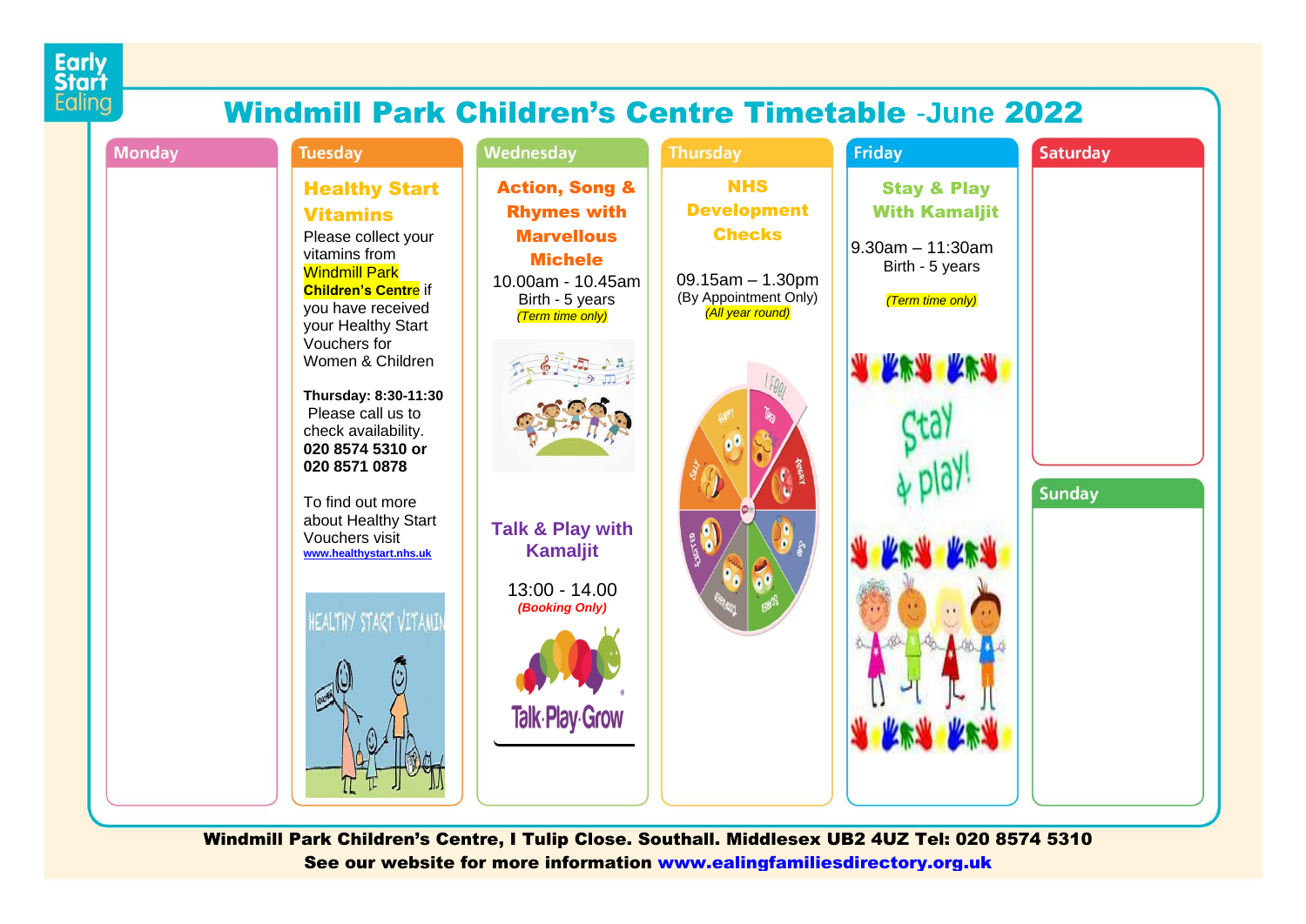Early Start Ealing

# Windmill Park Children's Centre Timetable -June 2022

## Monday

## Tuesday

### Healthy Start Vitamins

Please collect your vitamins from Windmill Park **Children's Centre** if you have received your Healthy Start Vouchers for Women & Children

**Thursday: 8:30-11:30**
Please call us to check availability.
**020 8574 5310 or 020 8571 0878**

To find out more about Healthy Start Vouchers visit **www.healthystart.nhs.uk**

## Wednesday

### Action, Song & Rhymes with Marvellous Michele

10.00am - 10.45am
Birth - 5 years
*(Term time only)*

### Talk & Play with Kamaljit

13:00 - 14.00
***(Booking Only)***

## Thursday

### NHS Development Checks

09.15am – 1.30pm
(By Appointment Only)
*(All year round)*

## Friday

### Stay & Play With Kamaljit

9.30am – 11:30am
Birth - 5 years

*(Term time only)*

## Saturday

## Sunday

**Windmill Park Children's Centre, I Tulip Close. Southall. Middlesex UB2 4UZ Tel: 020 8574 5310**

**See our website for more information www.ealingfamiliesdirectory.org.uk**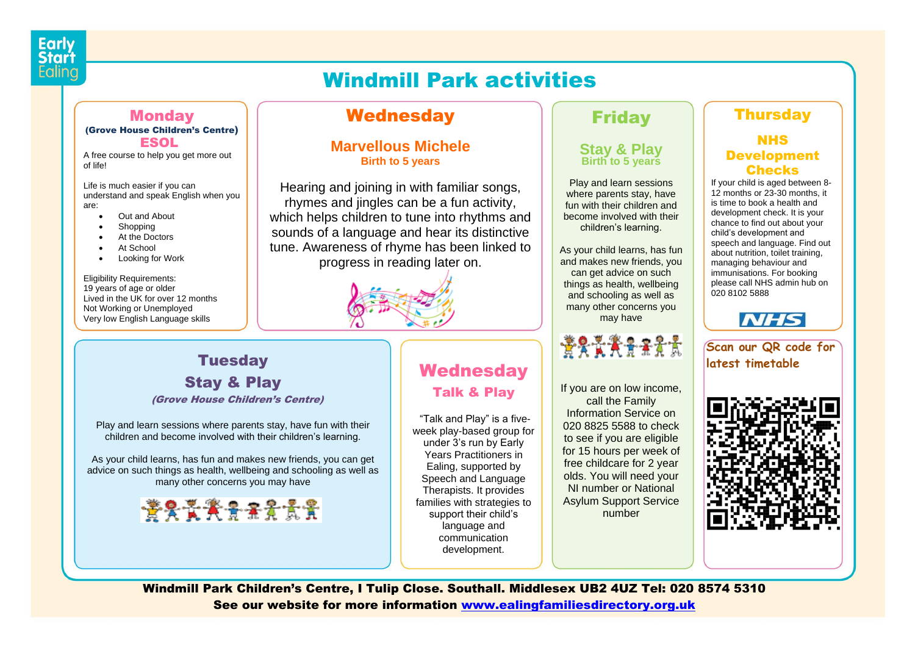Early Start Ealing

# Windmill Park activities

## Monday

**(Grove House Children's Centre)**

### ESOL

A free course to help you get more out of life!

Life is much easier if you can understand and speak English when you are:

- Out and About
- Shopping
- At the Doctors
- At School
- Looking for Work

Eligibility Requirements:
19 years of age or older
Lived in the UK for over 12 months
Not Working or Unemployed
Very low English Language skills

## Wednesday

### Marvellous Michele

**Birth to 5 years**

Hearing and joining in with familiar songs, rhymes and jingles can be a fun activity, which helps children to tune into rhythms and sounds of a language and hear its distinctive tune. Awareness of rhyme has been linked to progress in reading later on.

## Friday

### Stay & Play

**Birth to 5 years**

Play and learn sessions where parents stay, have fun with their children and become involved with their children's learning.

As your child learns, has fun and makes new friends, you can get advice on such things as health, wellbeing and schooling as well as many other concerns you may have

If you are on low income, call the Family Information Service on 020 8825 5588 to check to see if you are eligible for 15 hours per week of free childcare for 2 year olds. You will need your NI number or National Asylum Support Service number

## Thursday

### NHS Development Checks

If your child is aged between 8-12 months or 23-30 months, it is time to book a health and development check. It is your chance to find out about your child's development and speech and language. Find out about nutrition, toilet training, managing behaviour and immunisations. For booking please call NHS admin hub on 020 8102 5888

NHS

## Tuesday

### Stay & Play

***(Grove House Children's Centre)***

Play and learn sessions where parents stay, have fun with their children and become involved with their children's learning.

As your child learns, has fun and makes new friends, you can get advice on such things as health, wellbeing and schooling as well as many other concerns you may have

## Wednesday

### Talk & Play

"Talk and Play" is a five-week play-based group for under 3's run by Early Years Practitioners in Ealing, supported by Speech and Language Therapists. It provides families with strategies to support their child's language and communication development.

**Scan our QR code for latest timetable**

**Windmill Park Children's Centre, I Tulip Close. Southall. Middlesex UB2 4UZ Tel: 020 8574 5310**

**See our website for more information [www.ealingfamiliesdirectory.org.uk](www.ealingfamiliesdirectory.org.uk)**